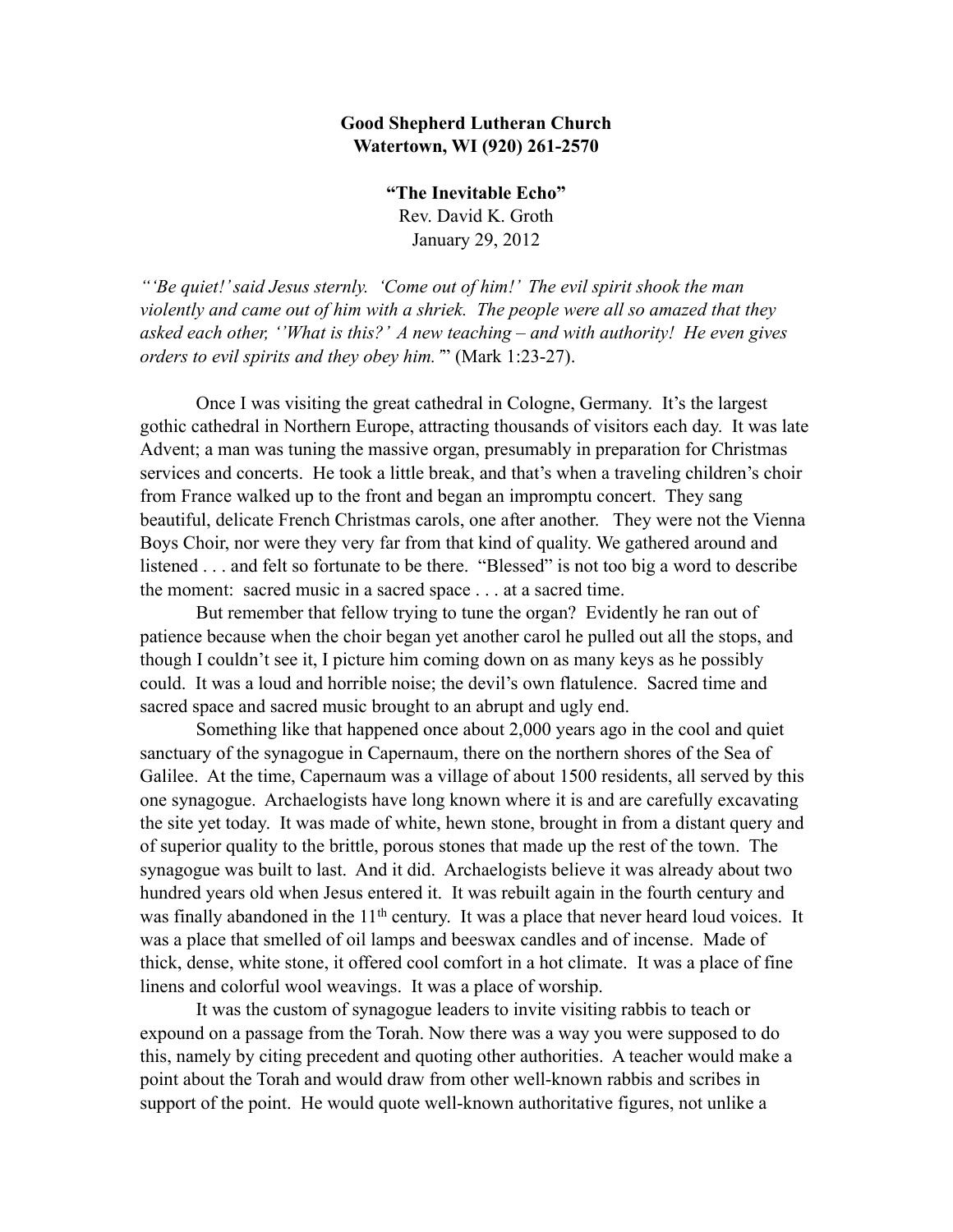**Good Shepherd Lutheran Church**
**Watertown, WI (920) 261-2570**

**"The Inevitable Echo"**
Rev. David K. Groth
January 29, 2012

*"'Be quiet!' said Jesus sternly. 'Come out of him!' The evil spirit shook the man violently and came out of him with a shriek. The people were all so amazed that they asked each other, ''What is this?' A new teaching – and with authority! He even gives orders to evil spirits and they obey him.'"* (Mark 1:23-27).

Once I was visiting the great cathedral in Cologne, Germany. It's the largest gothic cathedral in Northern Europe, attracting thousands of visitors each day. It was late Advent; a man was tuning the massive organ, presumably in preparation for Christmas services and concerts. He took a little break, and that's when a traveling children's choir from France walked up to the front and began an impromptu concert. They sang beautiful, delicate French Christmas carols, one after another. They were not the Vienna Boys Choir, nor were they very far from that kind of quality. We gathered around and listened . . . and felt so fortunate to be there. "Blessed" is not too big a word to describe the moment: sacred music in a sacred space . . . at a sacred time.

But remember that fellow trying to tune the organ? Evidently he ran out of patience because when the choir began yet another carol he pulled out all the stops, and though I couldn't see it, I picture him coming down on as many keys as he possibly could. It was a loud and horrible noise; the devil's own flatulence. Sacred time and sacred space and sacred music brought to an abrupt and ugly end.

Something like that happened once about 2,000 years ago in the cool and quiet sanctuary of the synagogue in Capernaum, there on the northern shores of the Sea of Galilee. At the time, Capernaum was a village of about 1500 residents, all served by this one synagogue. Archaelogists have long known where it is and are carefully excavating the site yet today. It was made of white, hewn stone, brought in from a distant query and of superior quality to the brittle, porous stones that made up the rest of the town. The synagogue was built to last. And it did. Archaelogists believe it was already about two hundred years old when Jesus entered it. It was rebuilt again in the fourth century and was finally abandoned in the 11th century. It was a place that never heard loud voices. It was a place that smelled of oil lamps and beeswax candles and of incense. Made of thick, dense, white stone, it offered cool comfort in a hot climate. It was a place of fine linens and colorful wool weavings. It was a place of worship.

It was the custom of synagogue leaders to invite visiting rabbis to teach or expound on a passage from the Torah. Now there was a way you were supposed to do this, namely by citing precedent and quoting other authorities. A teacher would make a point about the Torah and would draw from other well-known rabbis and scribes in support of the point. He would quote well-known authoritative figures, not unlike a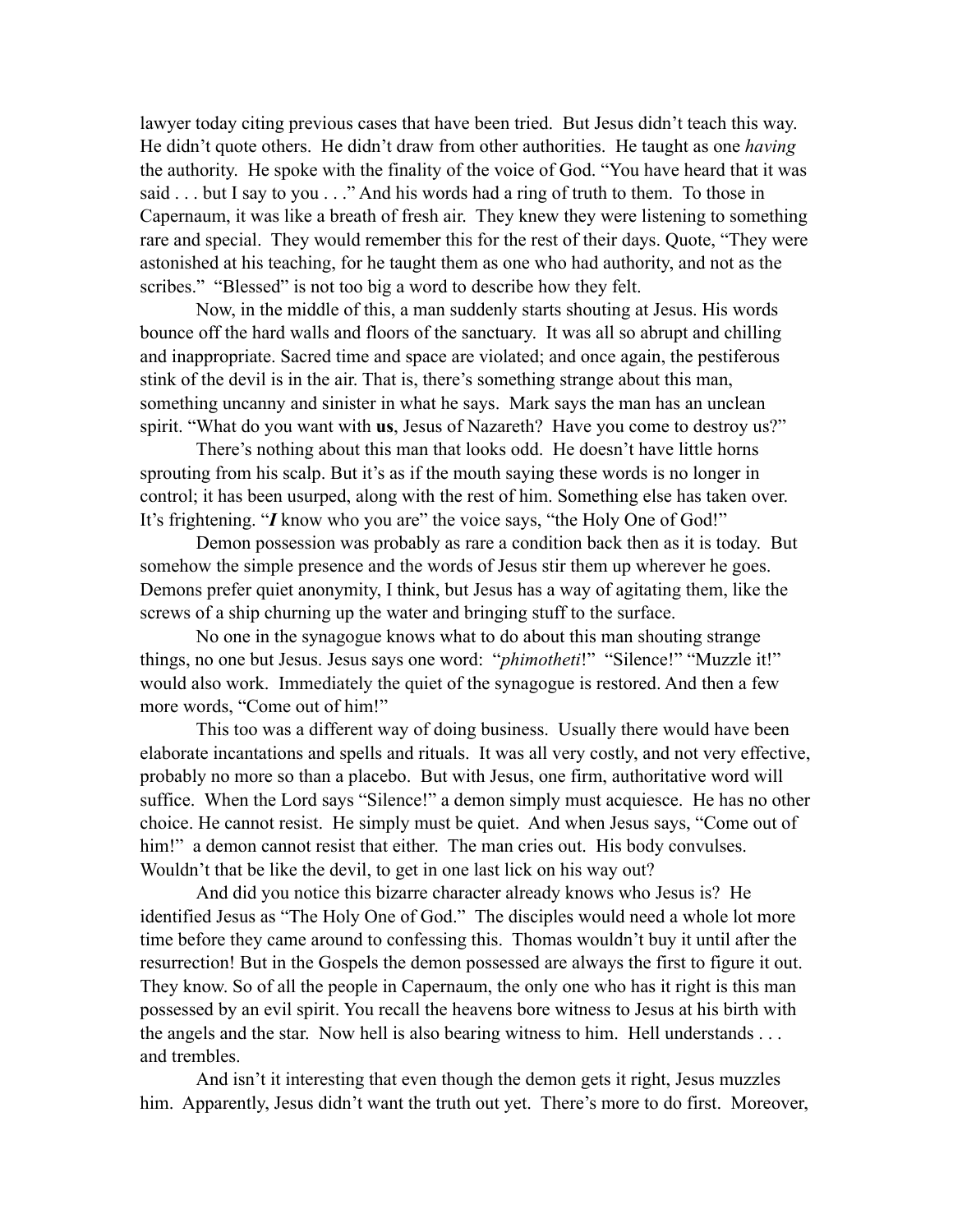lawyer today citing previous cases that have been tried. But Jesus didn't teach this way. He didn't quote others. He didn't draw from other authorities. He taught as one *having* the authority. He spoke with the finality of the voice of God. "You have heard that it was said . . . but I say to you . . ." And his words had a ring of truth to them. To those in Capernaum, it was like a breath of fresh air. They knew they were listening to something rare and special. They would remember this for the rest of their days. Quote, "They were astonished at his teaching, for he taught them as one who had authority, and not as the scribes." "Blessed" is not too big a word to describe how they felt.

Now, in the middle of this, a man suddenly starts shouting at Jesus. His words bounce off the hard walls and floors of the sanctuary. It was all so abrupt and chilling and inappropriate. Sacred time and space are violated; and once again, the pestiferous stink of the devil is in the air. That is, there's something strange about this man, something uncanny and sinister in what he says. Mark says the man has an unclean spirit. "What do you want with **us**, Jesus of Nazareth? Have you come to destroy us?"

There's nothing about this man that looks odd. He doesn't have little horns sprouting from his scalp. But it's as if the mouth saying these words is no longer in control; it has been usurped, along with the rest of him. Something else has taken over. It's frightening. "***I*** know who you are" the voice says, "the Holy One of God!"

Demon possession was probably as rare a condition back then as it is today. But somehow the simple presence and the words of Jesus stir them up wherever he goes. Demons prefer quiet anonymity, I think, but Jesus has a way of agitating them, like the screws of a ship churning up the water and bringing stuff to the surface.

No one in the synagogue knows what to do about this man shouting strange things, no one but Jesus. Jesus says one word: "*phimotheti*!" "Silence!" "Muzzle it!" would also work. Immediately the quiet of the synagogue is restored. And then a few more words, "Come out of him!"

This too was a different way of doing business. Usually there would have been elaborate incantations and spells and rituals. It was all very costly, and not very effective, probably no more so than a placebo. But with Jesus, one firm, authoritative word will suffice. When the Lord says "Silence!" a demon simply must acquiesce. He has no other choice. He cannot resist. He simply must be quiet. And when Jesus says, "Come out of him!" a demon cannot resist that either. The man cries out. His body convulses. Wouldn't that be like the devil, to get in one last lick on his way out?

And did you notice this bizarre character already knows who Jesus is? He identified Jesus as "The Holy One of God." The disciples would need a whole lot more time before they came around to confessing this. Thomas wouldn't buy it until after the resurrection! But in the Gospels the demon possessed are always the first to figure it out. They know. So of all the people in Capernaum, the only one who has it right is this man possessed by an evil spirit. You recall the heavens bore witness to Jesus at his birth with the angels and the star. Now hell is also bearing witness to him. Hell understands . . . and trembles.

And isn't it interesting that even though the demon gets it right, Jesus muzzles him. Apparently, Jesus didn't want the truth out yet. There's more to do first. Moreover,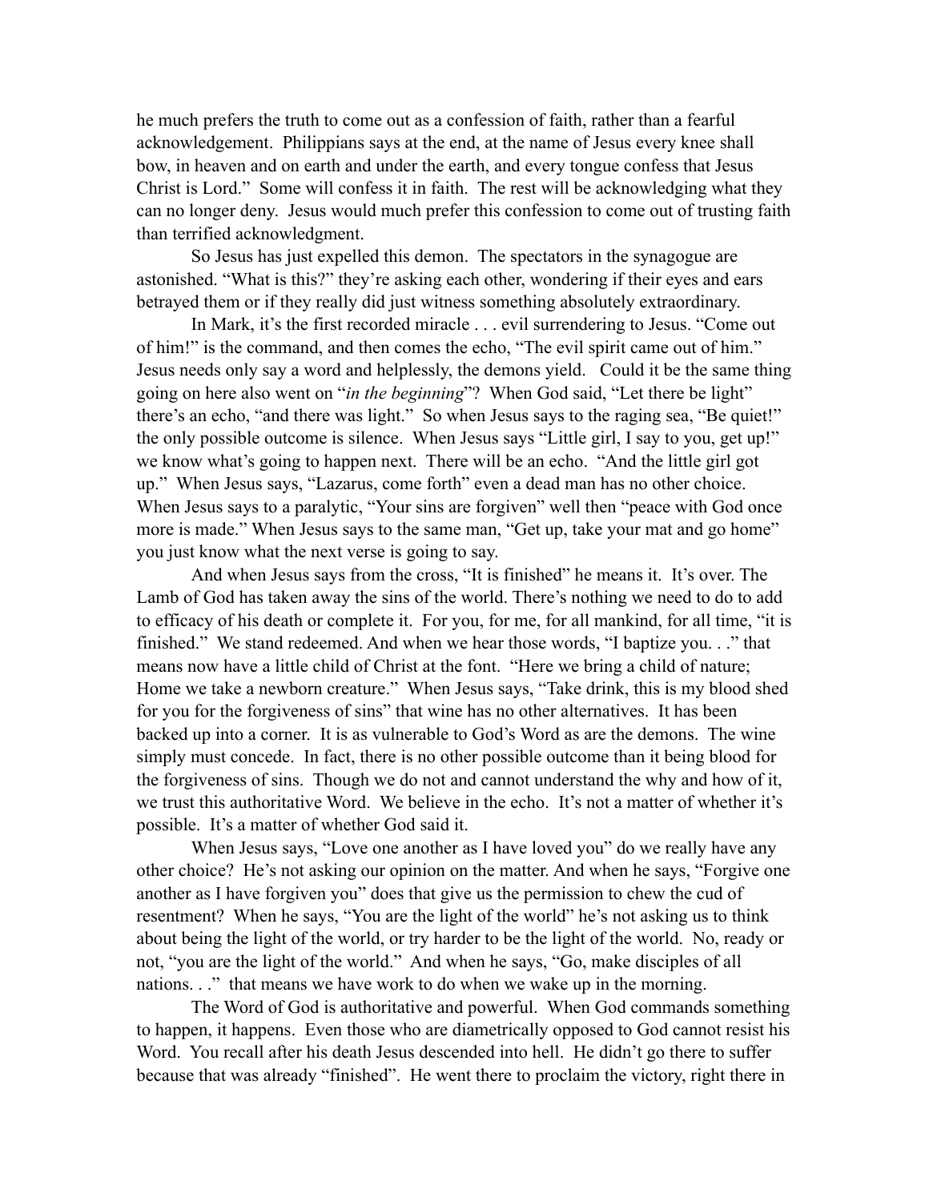he much prefers the truth to come out as a confession of faith, rather than a fearful acknowledgement. Philippians says at the end, at the name of Jesus every knee shall bow, in heaven and on earth and under the earth, and every tongue confess that Jesus Christ is Lord." Some will confess it in faith. The rest will be acknowledging what they can no longer deny. Jesus would much prefer this confession to come out of trusting faith than terrified acknowledgment.

So Jesus has just expelled this demon. The spectators in the synagogue are astonished. "What is this?" they're asking each other, wondering if their eyes and ears betrayed them or if they really did just witness something absolutely extraordinary.

In Mark, it's the first recorded miracle . . . evil surrendering to Jesus. "Come out of him!" is the command, and then comes the echo, "The evil spirit came out of him." Jesus needs only say a word and helplessly, the demons yield. Could it be the same thing going on here also went on "*in the beginning*"? When God said, "Let there be light" there's an echo, "and there was light." So when Jesus says to the raging sea, "Be quiet!" the only possible outcome is silence. When Jesus says "Little girl, I say to you, get up!" we know what's going to happen next. There will be an echo. "And the little girl got up." When Jesus says, "Lazarus, come forth" even a dead man has no other choice. When Jesus says to a paralytic, "Your sins are forgiven" well then "peace with God once more is made." When Jesus says to the same man, "Get up, take your mat and go home" you just know what the next verse is going to say.

And when Jesus says from the cross, "It is finished" he means it. It's over. The Lamb of God has taken away the sins of the world. There's nothing we need to do to add to efficacy of his death or complete it. For you, for me, for all mankind, for all time, "it is finished." We stand redeemed. And when we hear those words, "I baptize you. . ." that means now have a little child of Christ at the font. "Here we bring a child of nature; Home we take a newborn creature." When Jesus says, "Take drink, this is my blood shed for you for the forgiveness of sins" that wine has no other alternatives. It has been backed up into a corner. It is as vulnerable to God's Word as are the demons. The wine simply must concede. In fact, there is no other possible outcome than it being blood for the forgiveness of sins. Though we do not and cannot understand the why and how of it, we trust this authoritative Word. We believe in the echo. It's not a matter of whether it's possible. It's a matter of whether God said it.

When Jesus says, "Love one another as I have loved you" do we really have any other choice? He's not asking our opinion on the matter. And when he says, "Forgive one another as I have forgiven you" does that give us the permission to chew the cud of resentment? When he says, "You are the light of the world" he's not asking us to think about being the light of the world, or try harder to be the light of the world. No, ready or not, "you are the light of the world." And when he says, "Go, make disciples of all nations. . ." that means we have work to do when we wake up in the morning.

The Word of God is authoritative and powerful. When God commands something to happen, it happens. Even those who are diametrically opposed to God cannot resist his Word. You recall after his death Jesus descended into hell. He didn't go there to suffer because that was already "finished". He went there to proclaim the victory, right there in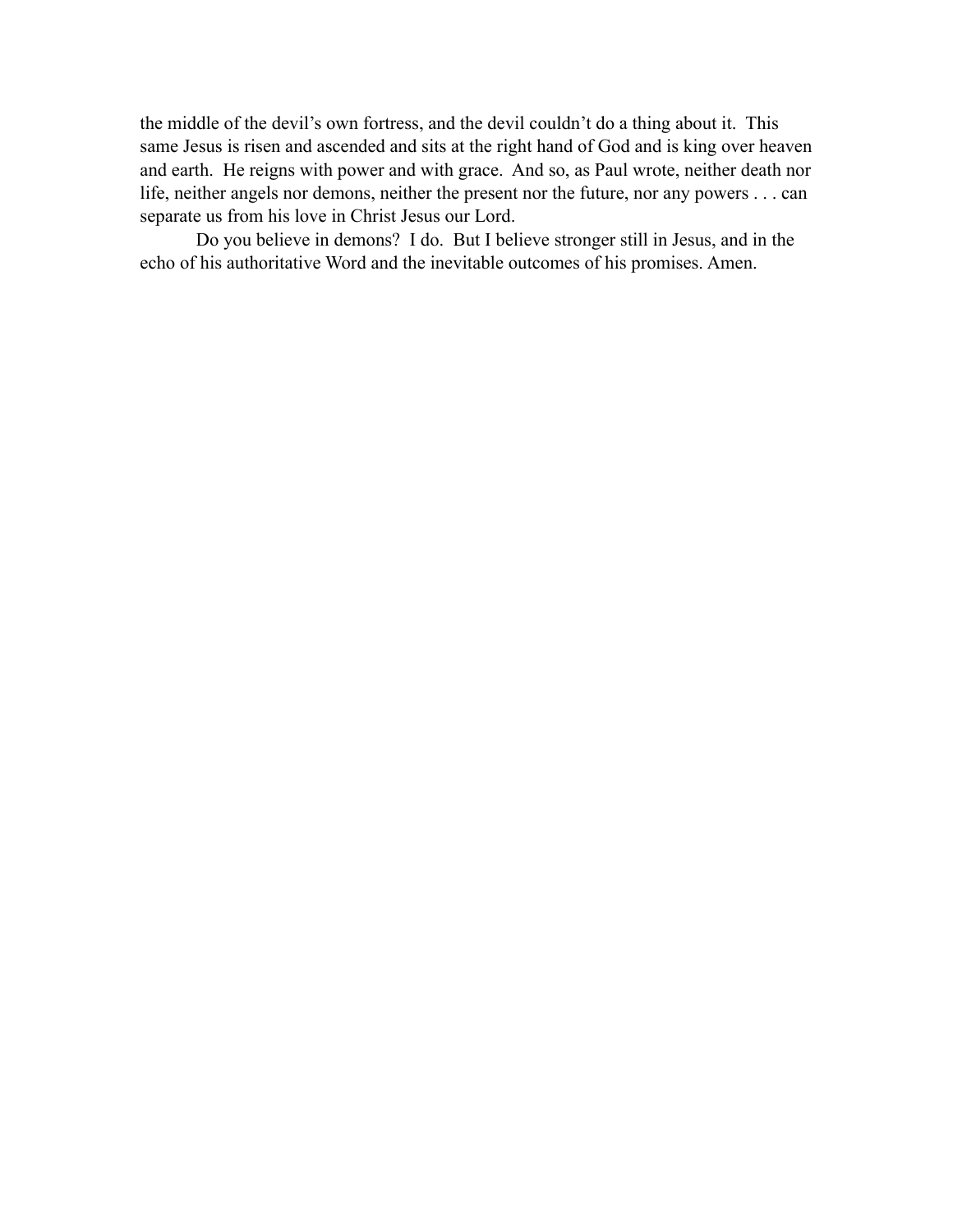the middle of the devil's own fortress, and the devil couldn't do a thing about it. This same Jesus is risen and ascended and sits at the right hand of God and is king over heaven and earth. He reigns with power and with grace. And so, as Paul wrote, neither death nor life, neither angels nor demons, neither the present nor the future, nor any powers . . . can separate us from his love in Christ Jesus our Lord.

Do you believe in demons? I do. But I believe stronger still in Jesus, and in the echo of his authoritative Word and the inevitable outcomes of his promises. Amen.